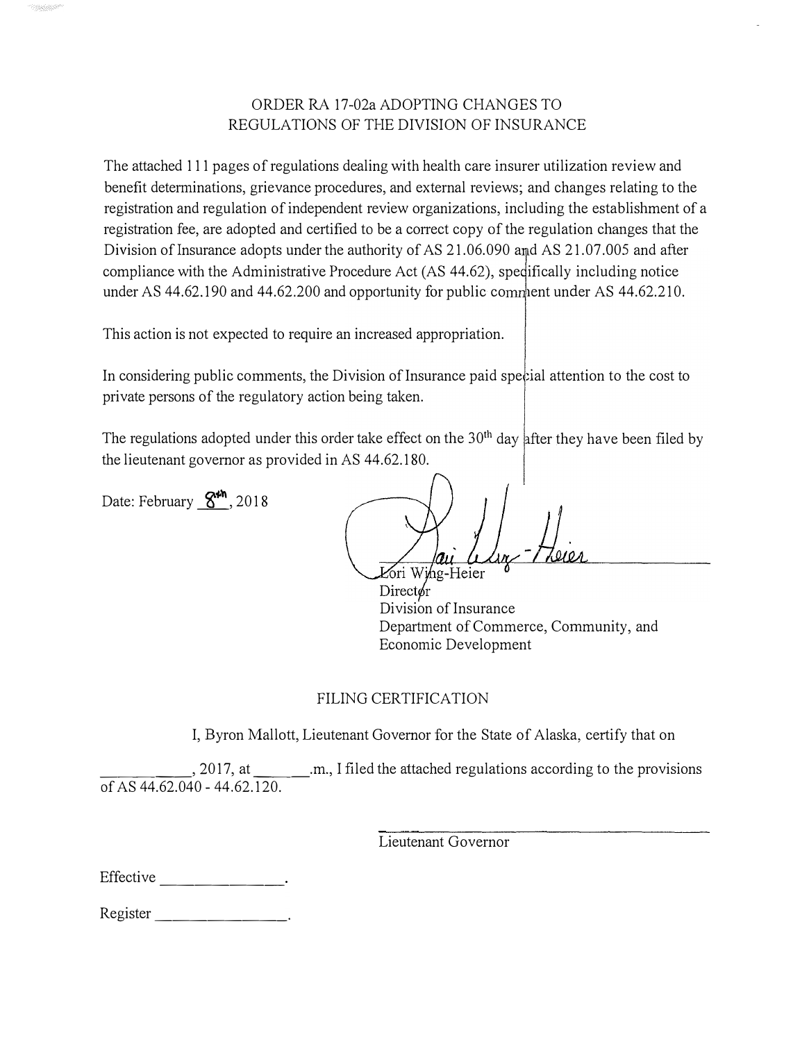# ORDER RA 17-02a ADOPTING CHANGES TO REGULATIONS OF THE DIVISION OF INSURANCE

The attached 111 pages of regulations dealing with health care insurer utilization review and benefit determinations, grievance procedures, and external reviews; and changes relating to the registration and regulation of independent review organizations, including the establishment of a registration fee, are adopted and certified to be a correct copy of the regulation changes that the Division of Insurance adopts under the authority of AS 21.06.090 and AS 21.07.005 and after compliance with the Administrative Procedure Act (AS 44.62), specifically including notice under AS 44.62.190 and 44.62.200 and opportunity for public comment under AS 44.62.210.

This action is not expected to require an increased appropriation.

In considering public comments, the Division of Insurance paid special attention to the cost to private persons of the regulatory action being taken.

The regulations adopted under this order take effect on the 30th day after they have been filed by the lieutenant governor as provided in AS 44.62.180.

Date: February 8th, 2018

Lori Wing-Heier
Director
Division of Insurance
Department of Commerce, Community, and Economic Development

## FILING CERTIFICATION

I, Byron Mallott, Lieutenant Governor for the State of Alaska, certify that on __________, 2017, at ________.m., I filed the attached regulations according to the provisions of AS 44.62.040 - 44.62.120.

Lieutenant Governor

Effective ______________.

Register ______________.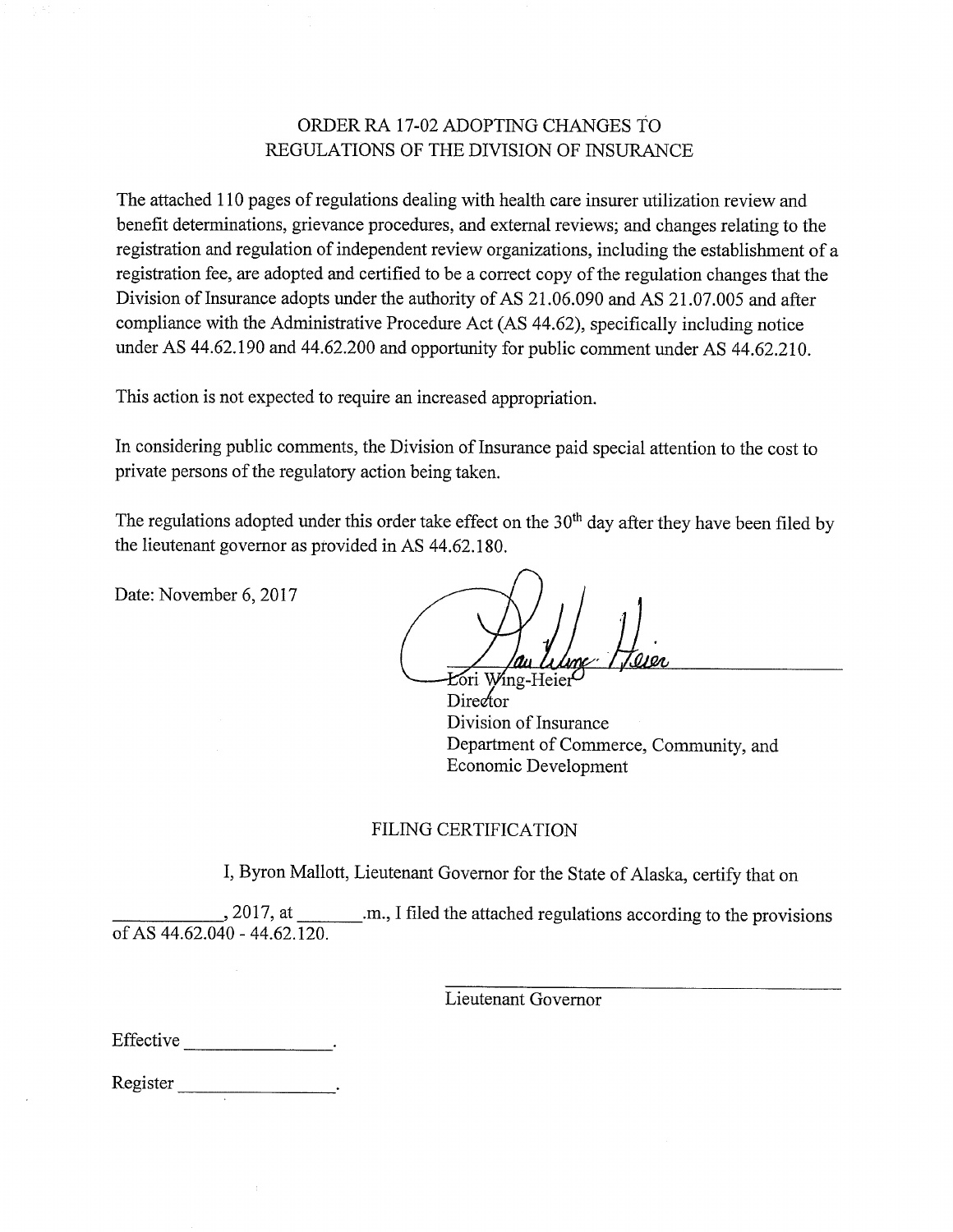# ORDER RA 17-02 ADOPTING CHANGES TO REGULATIONS OF THE DIVISION OF INSURANCE

The attached 110 pages of regulations dealing with health care insurer utilization review and benefit determinations, grievance procedures, and external reviews; and changes relating to the registration and regulation of independent review organizations, including the establishment of a registration fee, are adopted and certified to be a correct copy of the regulation changes that the Division of Insurance adopts under the authority of AS 21.06.090 and AS 21.07.005 and after compliance with the Administrative Procedure Act (AS 44.62), specifically including notice under AS 44.62.190 and 44.62.200 and opportunity for public comment under AS 44.62.210.

This action is not expected to require an increased appropriation.

In considering public comments, the Division of Insurance paid special attention to the cost to private persons of the regulatory action being taken.

The regulations adopted under this order take effect on the 30th day after they have been filed by the lieutenant governor as provided in AS 44.62.180.

Date: November 6, 2017

Lori Wing-Heier
Director
Division of Insurance
Department of Commerce, Community, and Economic Development

## FILING CERTIFICATION

I, Byron Mallott, Lieutenant Governor for the State of Alaska, certify that on ___________, 2017, at _______.m., I filed the attached regulations according to the provisions of AS 44.62.040 - 44.62.120.

_______________________________
Lieutenant Governor

Effective _______________.

Register _______________.